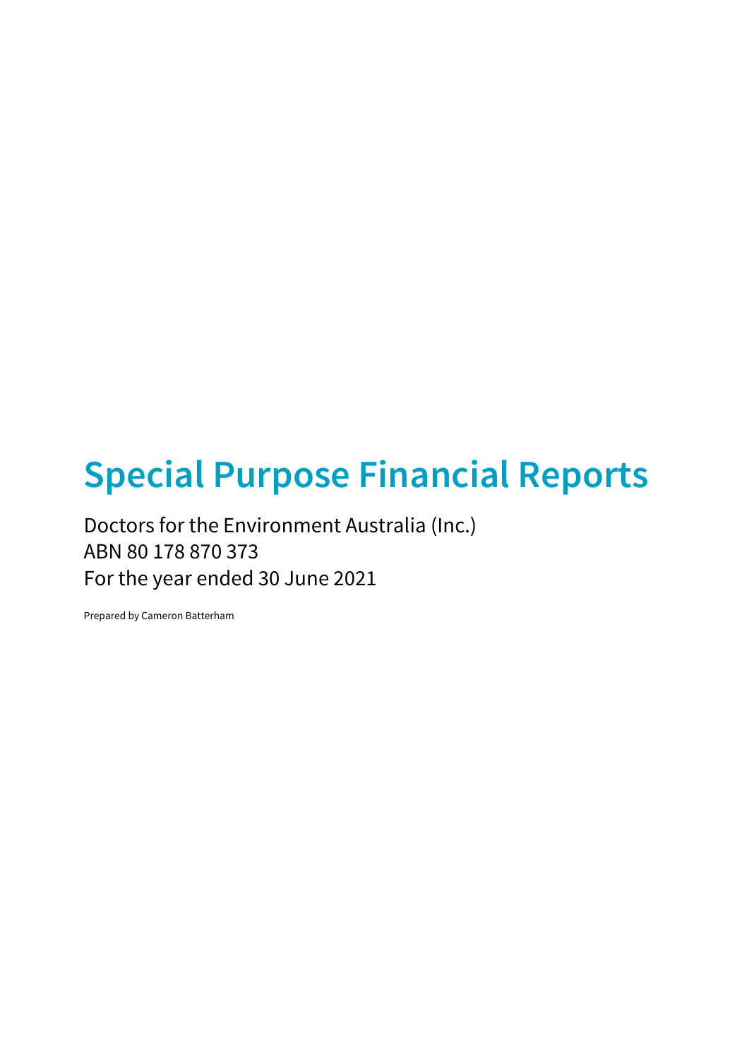# Special Purpose Financial Reports

Doctors for the Environment Australia (Inc.)
ABN 80 178 870 373
For the year ended 30 June 2021

Prepared by Cameron Batterham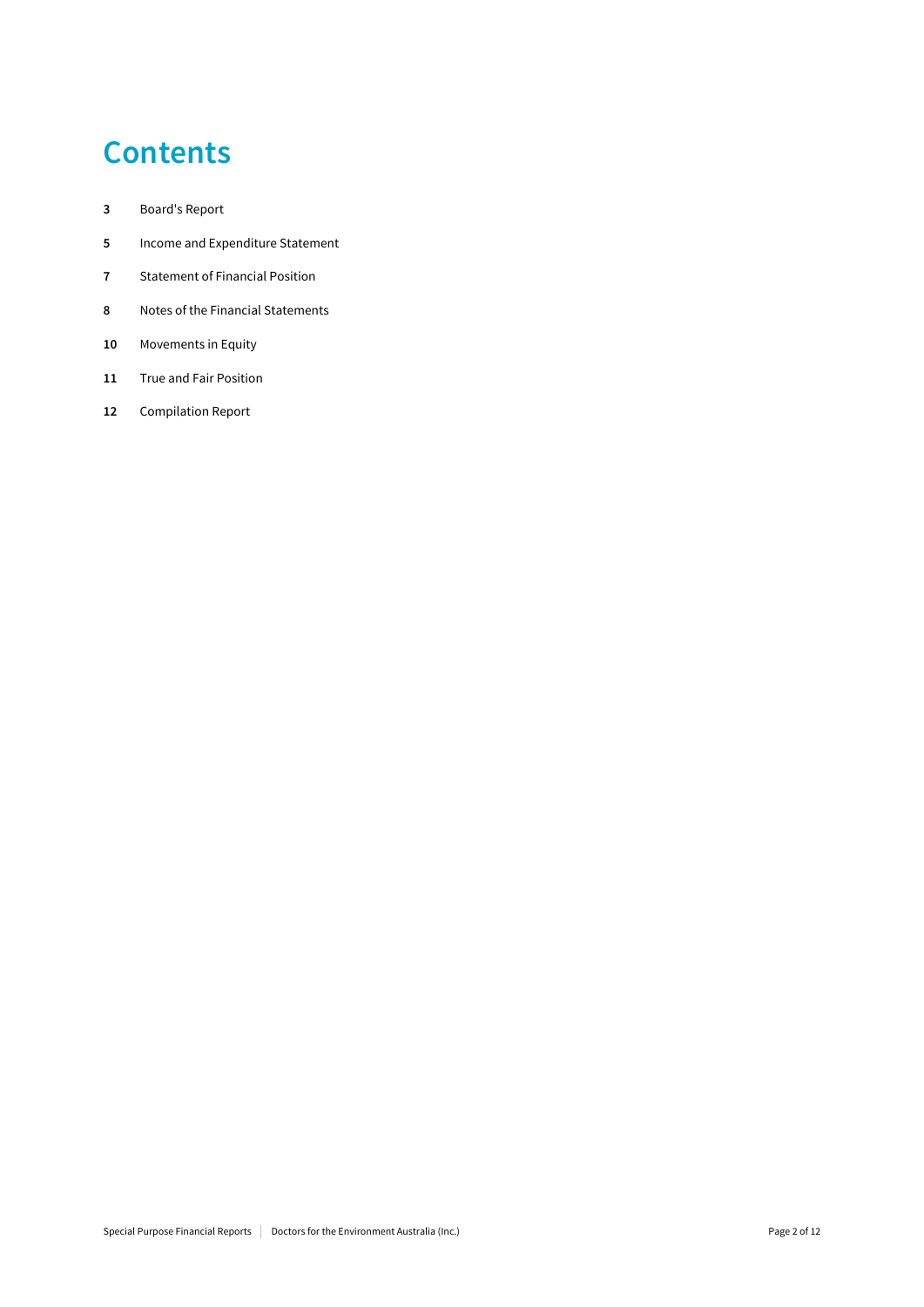# Contents

| | |
|---|---|
| **3** | Board's Report |
| **5** | Income and Expenditure Statement |
| **7** | Statement of Financial Position |
| **8** | Notes of the Financial Statements |
| **10** | Movements in Equity |
| **11** | True and Fair Position |
| **12** | Compilation Report |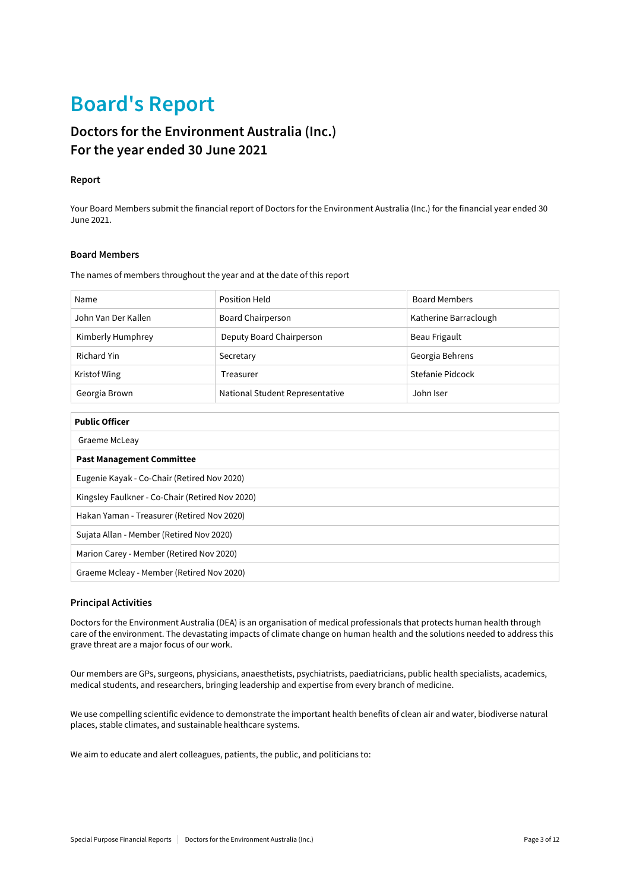# Board's Report

## Doctors for the Environment Australia (Inc.)
## For the year ended 30 June 2021

### Report

Your Board Members submit the financial report of Doctors for the Environment Australia (Inc.) for the financial year ended 30 June 2021.

### Board Members

The names of members throughout the year and at the date of this report

| Name | Position Held | Board Members |
|---|---|---|
| John Van Der Kallen | Board Chairperson | Katherine Barraclough |
| Kimberly Humphrey | Deputy Board Chairperson | Beau Frigault |
| Richard Yin | Secretary | Georgia Behrens |
| Kristof Wing | Treasurer | Stefanie Pidcock |
| Georgia Brown | National Student Representative | John Iser |

| **Public Officer** |
|---|
| Graeme McLeay |
| **Past Management Committee** |
| Eugenie Kayak - Co-Chair (Retired Nov 2020) |
| Kingsley Faulkner - Co-Chair (Retired Nov 2020) |
| Hakan Yaman - Treasurer (Retired Nov 2020) |
| Sujata Allan - Member (Retired Nov 2020) |
| Marion Carey - Member (Retired Nov 2020) |
| Graeme Mcleay - Member (Retired Nov 2020) |

### Principal Activities

Doctors for the Environment Australia (DEA) is an organisation of medical professionals that protects human health through care of the environment. The devastating impacts of climate change on human health and the solutions needed to address this grave threat are a major focus of our work.

Our members are GPs, surgeons, physicians, anaesthetists, psychiatrists, paediatricians, public health specialists, academics, medical students, and researchers, bringing leadership and expertise from every branch of medicine.

We use compelling scientific evidence to demonstrate the important health benefits of clean air and water, biodiverse natural places, stable climates, and sustainable healthcare systems.

We aim to educate and alert colleagues, patients, the public, and politicians to: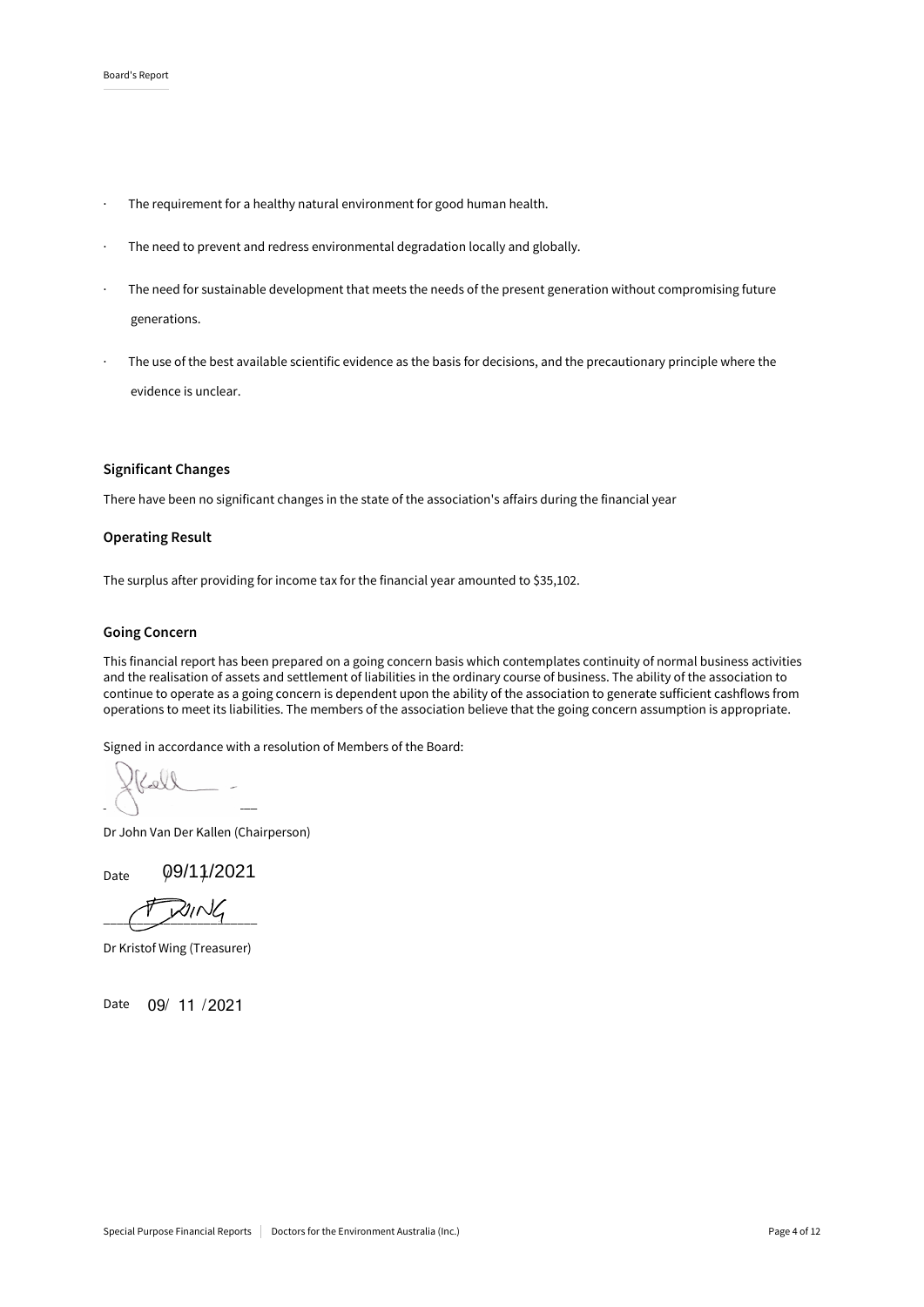- The requirement for a healthy natural environment for good human health.
- The need to prevent and redress environmental degradation locally and globally.
- The need for sustainable development that meets the needs of the present generation without compromising future generations.
- The use of the best available scientific evidence as the basis for decisions, and the precautionary principle where the evidence is unclear.

### Significant Changes

There have been no significant changes in the state of the association's affairs during the financial year

### Operating Result

The surplus after providing for income tax for the financial year amounted to $35,102.

### Going Concern

This financial report has been prepared on a going concern basis which contemplates continuity of normal business activities and the realisation of assets and settlement of liabilities in the ordinary course of business. The ability of the association to continue to operate as a going concern is dependent upon the ability of the association to generate sufficient cashflows from operations to meet its liabilities. The members of the association believe that the going concern assumption is appropriate.

Signed in accordance with a resolution of Members of the Board:

Dr John Van Der Kallen (Chairperson)

Date 09/11/2021

Dr Kristof Wing (Treasurer)

Date 09/ 11 /2021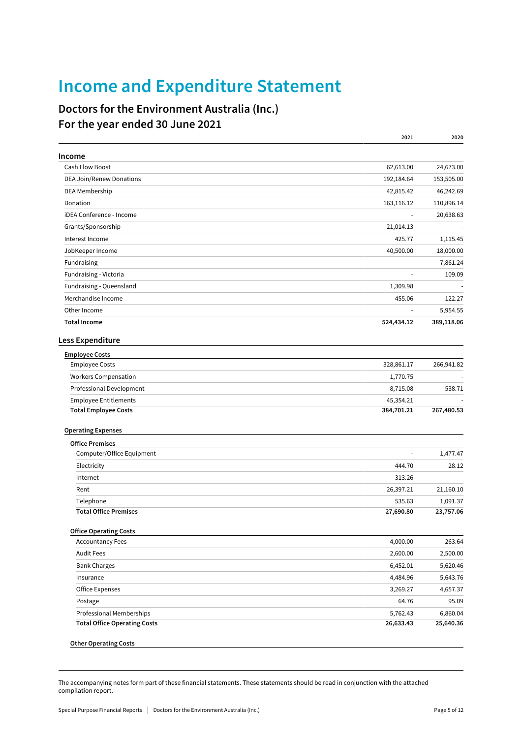# Income and Expenditure Statement

## Doctors for the Environment Australia (Inc.)
## For the year ended 30 June 2021

| | 2021 | 2020 |
|---|---|---|
| **Income** | | |
| Cash Flow Boost | 62,613.00 | 24,673.00 |
| DEA Join/Renew Donations | 192,184.64 | 153,505.00 |
| DEA Membership | 42,815.42 | 46,242.69 |
| Donation | 163,116.12 | 110,896.14 |
| iDEA Conference - Income | - | 20,638.63 |
| Grants/Sponsorship | 21,014.13 | - |
| Interest Income | 425.77 | 1,115.45 |
| JobKeeper Income | 40,500.00 | 18,000.00 |
| Fundraising | - | 7,861.24 |
| Fundraising - Victoria | - | 109.09 |
| Fundraising - Queensland | 1,309.98 | - |
| Merchandise Income | 455.06 | 122.27 |
| Other Income | - | 5,954.55 |
| **Total Income** | **524,434.12** | **389,118.06** |
| **Less Expenditure** | | |
| **Employee Costs** | | |
| Employee Costs | 328,861.17 | 266,941.82 |
| Workers Compensation | 1,770.75 | - |
| Professional Development | 8,715.08 | 538.71 |
| Employee Entitlements | 45,354.21 | - |
| **Total Employee Costs** | **384,701.21** | **267,480.53** |
| **Operating Expenses** | | |
| **Office Premises** | | |
| Computer/Office Equipment | - | 1,477.47 |
| Electricity | 444.70 | 28.12 |
| Internet | 313.26 | - |
| Rent | 26,397.21 | 21,160.10 |
| Telephone | 535.63 | 1,091.37 |
| **Total Office Premises** | **27,690.80** | **23,757.06** |
| **Office Operating Costs** | | |
| Accountancy Fees | 4,000.00 | 263.64 |
| Audit Fees | 2,600.00 | 2,500.00 |
| Bank Charges | 6,452.01 | 5,620.46 |
| Insurance | 4,484.96 | 5,643.76 |
| Office Expenses | 3,269.27 | 4,657.37 |
| Postage | 64.76 | 95.09 |
| Professional Memberships | 5,762.43 | 6,860.04 |
| **Total Office Operating Costs** | **26,633.43** | **25,640.36** |
| **Other Operating Costs** | | |

The accompanying notes form part of these financial statements. These statements should be read in conjunction with the attached compilation report.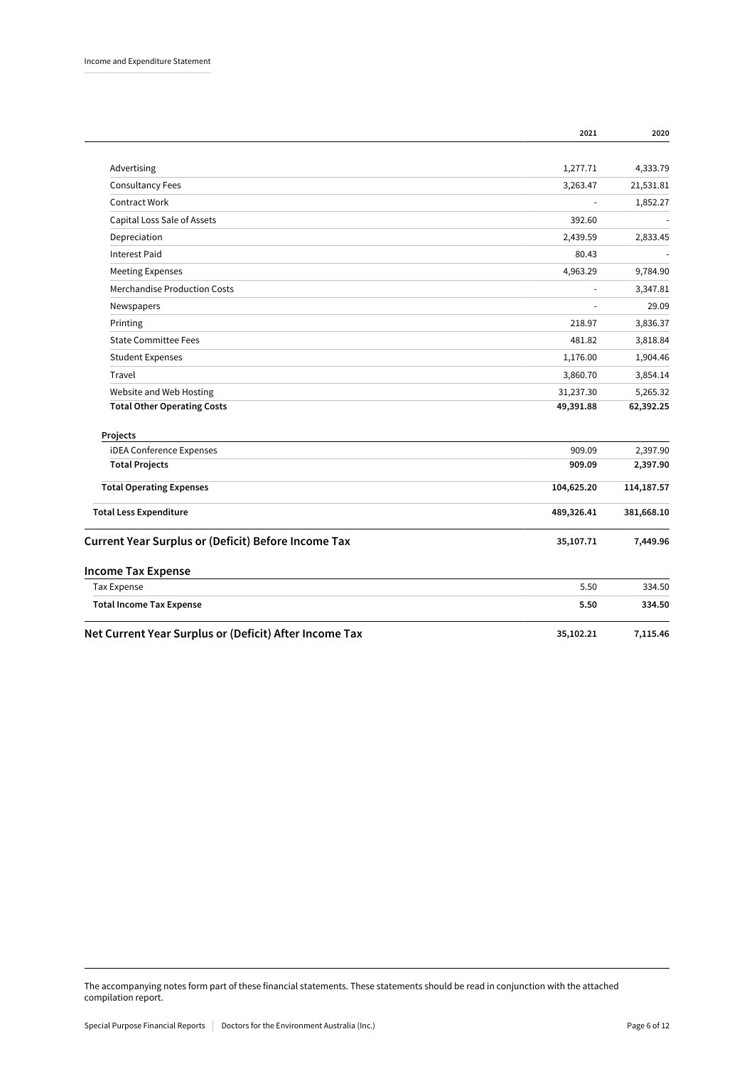Income and Expenditure Statement

| | 2021 | 2020 |
|---|---|---|
| Advertising | 1,277.71 | 4,333.79 |
| Consultancy Fees | 3,263.47 | 21,531.81 |
| Contract Work | - | 1,852.27 |
| Capital Loss Sale of Assets | 392.60 | - |
| Depreciation | 2,439.59 | 2,833.45 |
| Interest Paid | 80.43 | - |
| Meeting Expenses | 4,963.29 | 9,784.90 |
| Merchandise Production Costs | - | 3,347.81 |
| Newspapers | - | 29.09 |
| Printing | 218.97 | 3,836.37 |
| State Committee Fees | 481.82 | 3,818.84 |
| Student Expenses | 1,176.00 | 1,904.46 |
| Travel | 3,860.70 | 3,854.14 |
| Website and Web Hosting | 31,237.30 | 5,265.32 |
| **Total Other Operating Costs** | **49,391.88** | **62,392.25** |
| **Projects** | | |
| iDEA Conference Expenses | 909.09 | 2,397.90 |
| **Total Projects** | **909.09** | **2,397.90** |
| **Total Operating Expenses** | **104,625.20** | **114,187.57** |
| **Total Less Expenditure** | **489,326.41** | **381,668.10** |
| **Current Year Surplus or (Deficit) Before Income Tax** | **35,107.71** | **7,449.96** |
| **Income Tax Expense** | | |
| Tax Expense | 5.50 | 334.50 |
| **Total Income Tax Expense** | **5.50** | **334.50** |
| **Net Current Year Surplus or (Deficit) After Income Tax** | **35,102.21** | **7,115.46** |

The accompanying notes form part of these financial statements. These statements should be read in conjunction with the attached compilation report.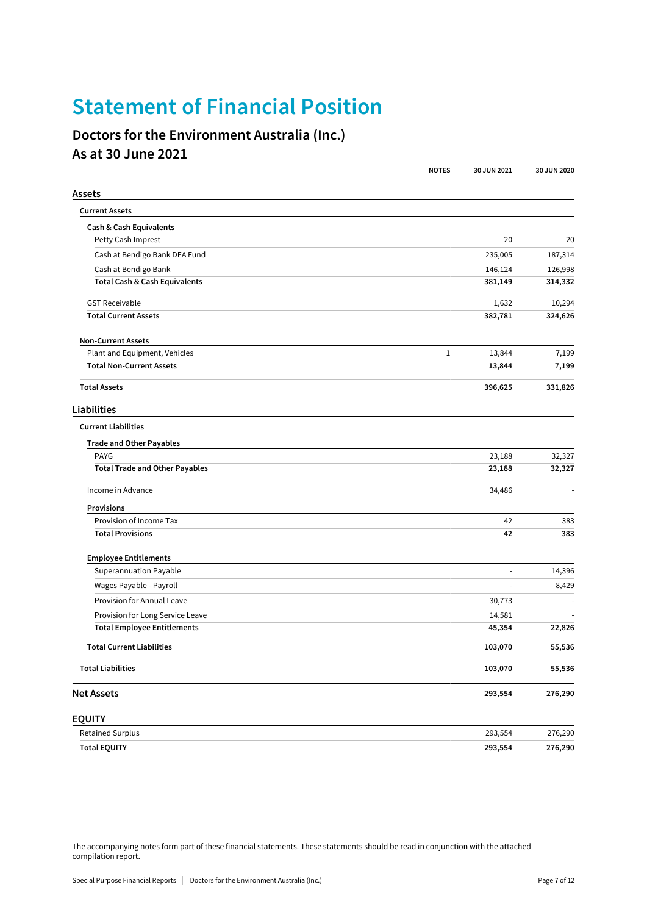# Statement of Financial Position

## Doctors for the Environment Australia (Inc.)
## As at 30 June 2021

| | NOTES | 30 JUN 2021 | 30 JUN 2020 |
|---|---|---|---|
| **Assets** | | | |
| **Current Assets** | | | |
| **Cash & Cash Equivalents** | | | |
| Petty Cash Imprest | | 20 | 20 |
| Cash at Bendigo Bank DEA Fund | | 235,005 | 187,314 |
| Cash at Bendigo Bank | | 146,124 | 126,998 |
| **Total Cash & Cash Equivalents** | | **381,149** | **314,332** |
| GST Receivable | | 1,632 | 10,294 |
| **Total Current Assets** | | **382,781** | **324,626** |
| **Non-Current Assets** | | | |
| Plant and Equipment, Vehicles | 1 | 13,844 | 7,199 |
| **Total Non-Current Assets** | | **13,844** | **7,199** |
| **Total Assets** | | **396,625** | **331,826** |
| **Liabilities** | | | |
| **Current Liabilities** | | | |
| **Trade and Other Payables** | | | |
| PAYG | | 23,188 | 32,327 |
| **Total Trade and Other Payables** | | **23,188** | **32,327** |
| Income in Advance | | 34,486 | - |
| **Provisions** | | | |
| Provision of Income Tax | | 42 | 383 |
| **Total Provisions** | | **42** | **383** |
| **Employee Entitlements** | | | |
| Superannuation Payable | | - | 14,396 |
| Wages Payable - Payroll | | - | 8,429 |
| Provision for Annual Leave | | 30,773 | - |
| Provision for Long Service Leave | | 14,581 | - |
| **Total Employee Entitlements** | | **45,354** | **22,826** |
| **Total Current Liabilities** | | **103,070** | **55,536** |
| **Total Liabilities** | | **103,070** | **55,536** |
| **Net Assets** | | **293,554** | **276,290** |
| **EQUITY** | | | |
| Retained Surplus | | 293,554 | 276,290 |
| **Total EQUITY** | | **293,554** | **276,290** |

The accompanying notes form part of these financial statements. These statements should be read in conjunction with the attached compilation report.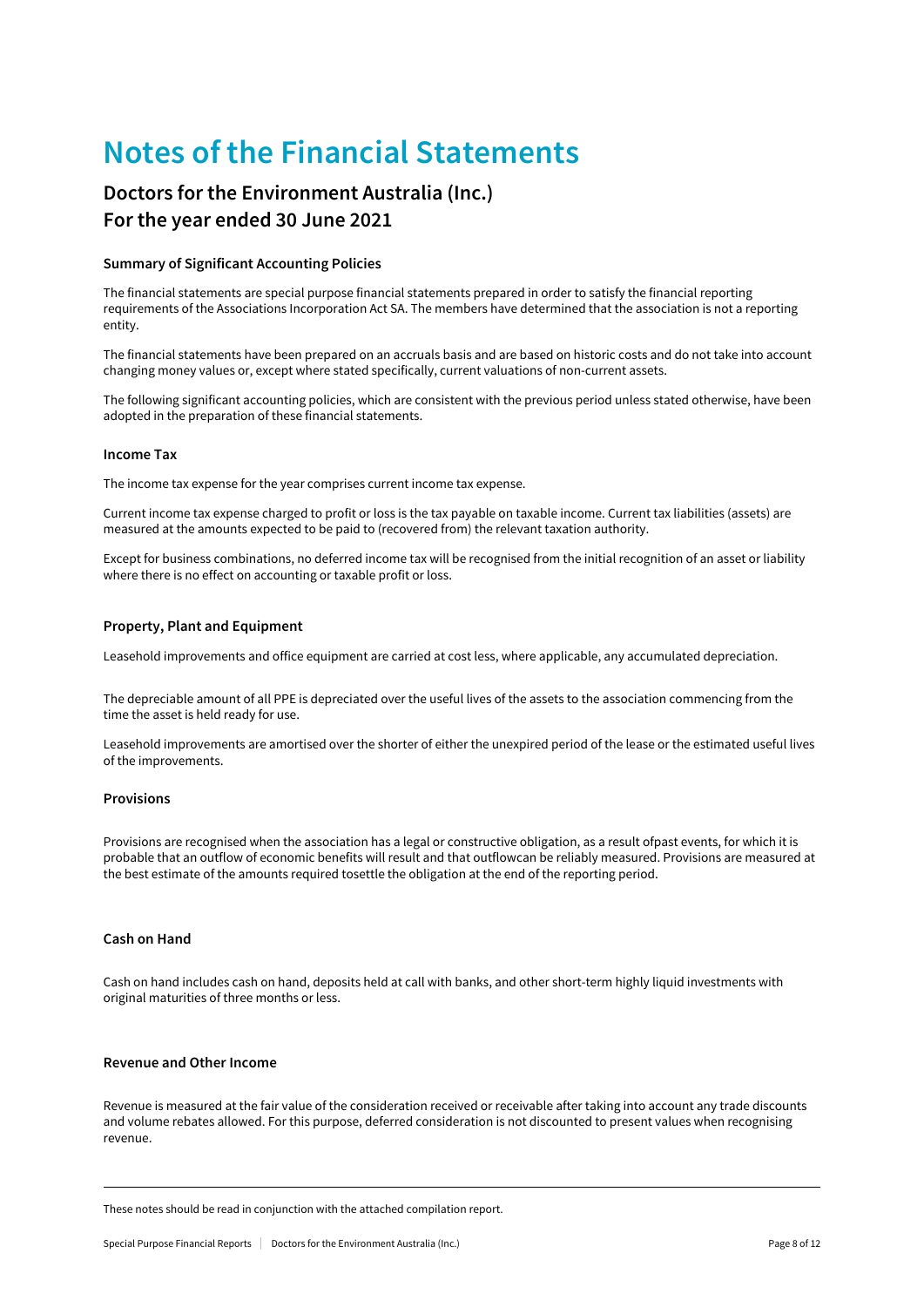# Notes of the Financial Statements

## Doctors for the Environment Australia (Inc.)
## For the year ended 30 June 2021

### Summary of Significant Accounting Policies

The financial statements are special purpose financial statements prepared in order to satisfy the financial reporting requirements of the Associations Incorporation Act SA. The members have determined that the association is not a reporting entity.

The financial statements have been prepared on an accruals basis and are based on historic costs and do not take into account changing money values or, except where stated specifically, current valuations of non-current assets.

The following significant accounting policies, which are consistent with the previous period unless stated otherwise, have been adopted in the preparation of these financial statements.

### Income Tax

The income tax expense for the year comprises current income tax expense.

Current income tax expense charged to profit or loss is the tax payable on taxable income. Current tax liabilities (assets) are measured at the amounts expected to be paid to (recovered from) the relevant taxation authority.

Except for business combinations, no deferred income tax will be recognised from the initial recognition of an asset or liability where there is no effect on accounting or taxable profit or loss.

### Property, Plant and Equipment

Leasehold improvements and office equipment are carried at cost less, where applicable, any accumulated depreciation.

The depreciable amount of all PPE is depreciated over the useful lives of the assets to the association commencing from the time the asset is held ready for use.

Leasehold improvements are amortised over the shorter of either the unexpired period of the lease or the estimated useful lives of the improvements.

### Provisions

Provisions are recognised when the association has a legal or constructive obligation, as a result ofpast events, for which it is probable that an outflow of economic benefits will result and that outflowcan be reliably measured. Provisions are measured at the best estimate of the amounts required tosettle the obligation at the end of the reporting period.

### Cash on Hand

Cash on hand includes cash on hand, deposits held at call with banks, and other short-term highly liquid investments with original maturities of three months or less.

### Revenue and Other Income

Revenue is measured at the fair value of the consideration received or receivable after taking into account any trade discounts and volume rebates allowed. For this purpose, deferred consideration is not discounted to present values when recognising revenue.

These notes should be read in conjunction with the attached compilation report.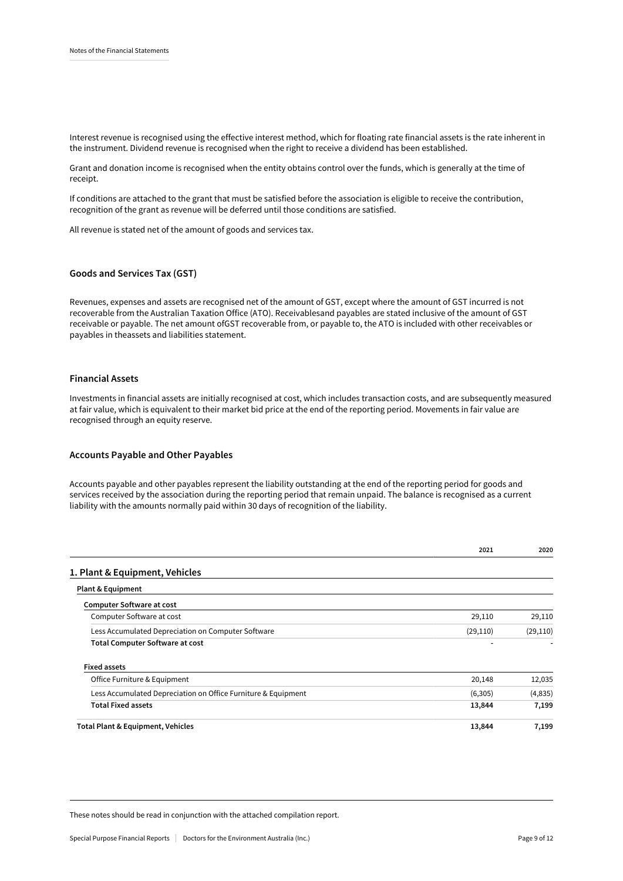Interest revenue is recognised using the effective interest method, which for floating rate financial assets is the rate inherent in the instrument. Dividend revenue is recognised when the right to receive a dividend has been established.

Grant and donation income is recognised when the entity obtains control over the funds, which is generally at the time of receipt.

If conditions are attached to the grant that must be satisfied before the association is eligible to receive the contribution, recognition of the grant as revenue will be deferred until those conditions are satisfied.

All revenue is stated net of the amount of goods and services tax.

### Goods and Services Tax (GST)

Revenues, expenses and assets are recognised net of the amount of GST, except where the amount of GST incurred is not recoverable from the Australian Taxation Office (ATO). Receivablesand payables are stated inclusive of the amount of GST receivable or payable. The net amount ofGST recoverable from, or payable to, the ATO is included with other receivables or payables in theassets and liabilities statement.

### Financial Assets

Investments in financial assets are initially recognised at cost, which includes transaction costs, and are subsequently measured at fair value, which is equivalent to their market bid price at the end of the reporting period. Movements in fair value are recognised through an equity reserve.

### Accounts Payable and Other Payables

Accounts payable and other payables represent the liability outstanding at the end of the reporting period for goods and services received by the association during the reporting period that remain unpaid. The balance is recognised as a current liability with the amounts normally paid within 30 days of recognition of the liability.

| | 2021 | 2020 |
|---|---|---|
| **1. Plant & Equipment, Vehicles** | | |
| **Plant & Equipment** | | |
| **Computer Software at cost** | | |
| Computer Software at cost | 29,110 | 29,110 |
| Less Accumulated Depreciation on Computer Software | (29,110) | (29,110) |
| **Total Computer Software at cost** | - | - |
| **Fixed assets** | | |
| Office Furniture & Equipment | 20,148 | 12,035 |
| Less Accumulated Depreciation on Office Furniture & Equipment | (6,305) | (4,835) |
| **Total Fixed assets** | **13,844** | **7,199** |
| **Total Plant & Equipment, Vehicles** | **13,844** | **7,199** |

These notes should be read in conjunction with the attached compilation report.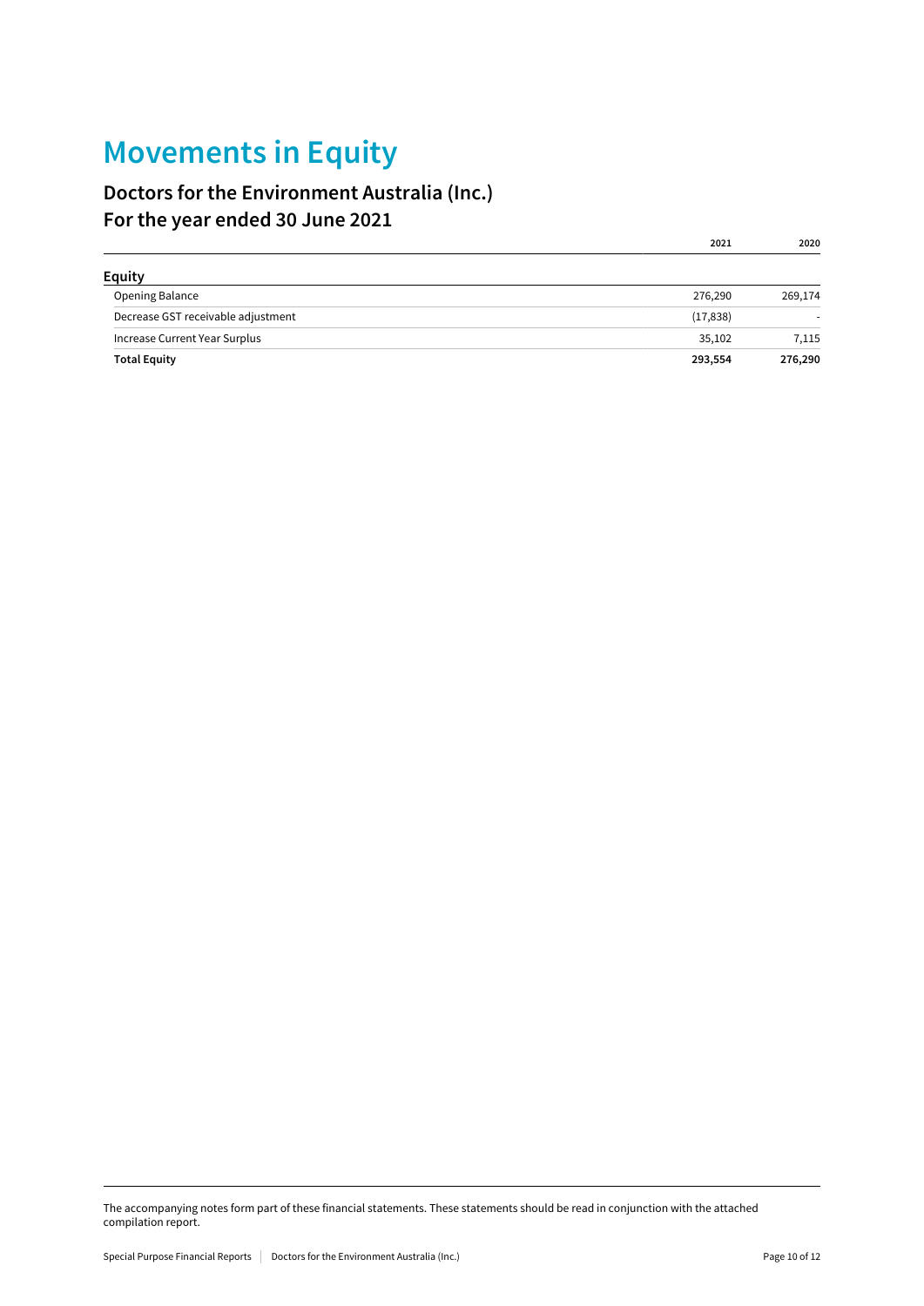# Movements in Equity

## Doctors for the Environment Australia (Inc.)
## For the year ended 30 June 2021

| | 2021 | 2020 |
|---|---|---|
| **Equity** | | |
| Opening Balance | 276,290 | 269,174 |
| Decrease GST receivable adjustment | (17,838) | - |
| Increase Current Year Surplus | 35,102 | 7,115 |
| **Total Equity** | **293,554** | **276,290** |

The accompanying notes form part of these financial statements. These statements should be read in conjunction with the attached compilation report.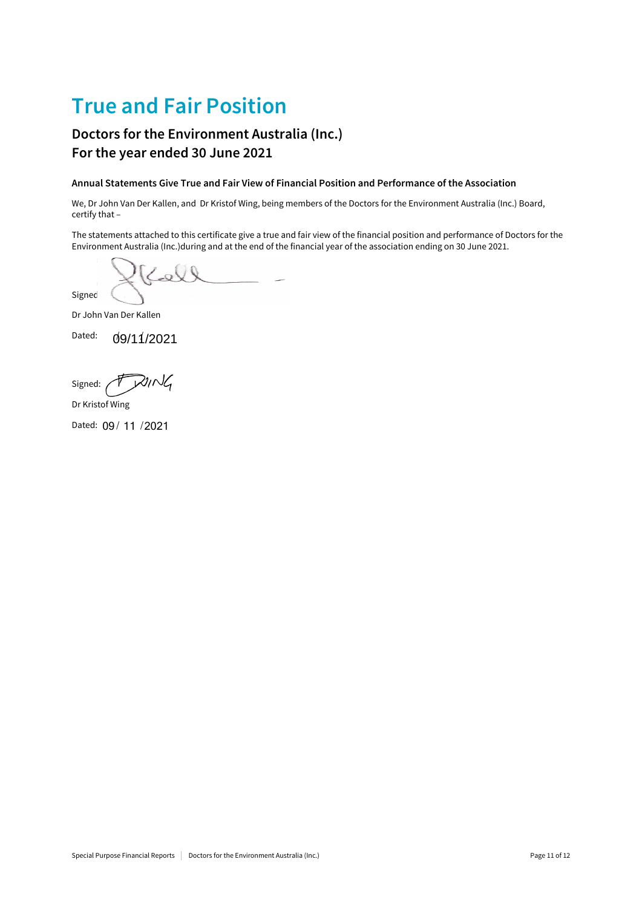# True and Fair Position

## Doctors for the Environment Australia (Inc.)
## For the year ended 30 June 2021

#### Annual Statements Give True and Fair View of Financial Position and Performance of the Association

We, Dr John Van Der Kallen, and Dr Kristof Wing, being members of the Doctors for the Environment Australia (Inc.) Board, certify that –

The statements attached to this certificate give a true and fair view of the financial position and performance of Doctors for the Environment Australia (Inc.)during and at the end of the financial year of the association ending on 30 June 2021.

Signed

Dr John Van Der Kallen

Dated: 09/11/2021

Signed:

Dr Kristof Wing

Dated: 09/ 11 /2021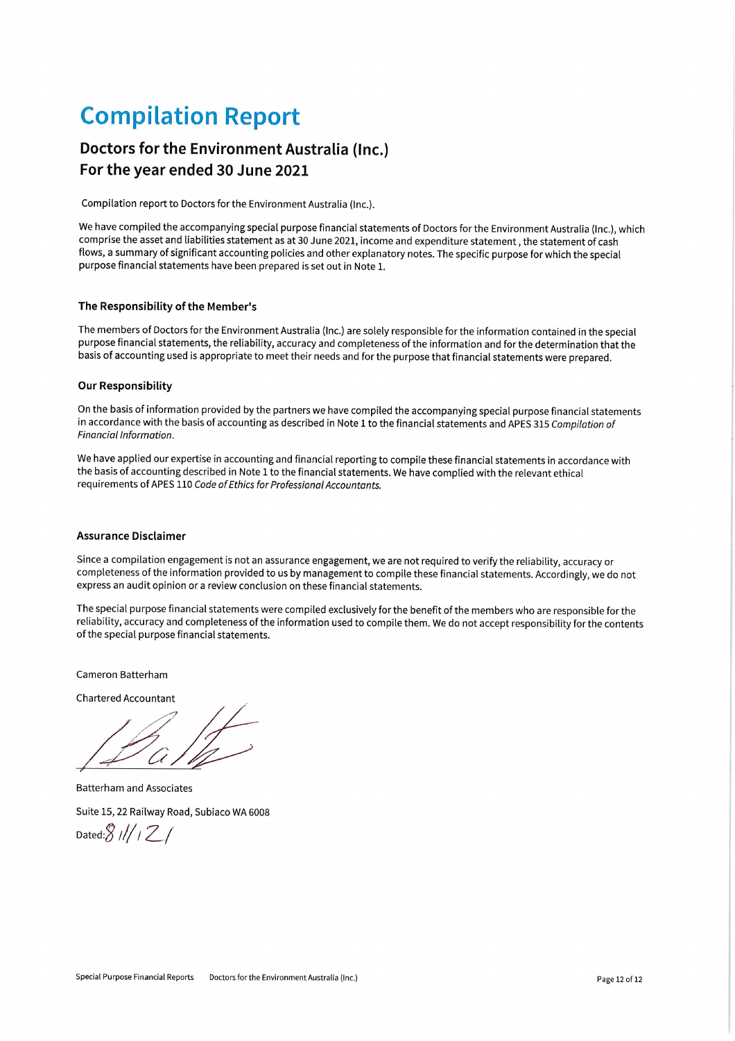# Compilation Report

## Doctors for the Environment Australia (Inc.)
## For the year ended 30 June 2021

Compilation report to Doctors for the Environment Australia (Inc.).

We have compiled the accompanying special purpose financial statements of Doctors for the Environment Australia (Inc.), which comprise the asset and liabilities statement as at 30 June 2021, income and expenditure statement , the statement of cash flows, a summary of significant accounting policies and other explanatory notes. The specific purpose for which the special purpose financial statements have been prepared is set out in Note 1.

### The Responsibility of the Member's

The members of Doctors for the Environment Australia (Inc.) are solely responsible for the information contained in the special purpose financial statements, the reliability, accuracy and completeness of the information and for the determination that the basis of accounting used is appropriate to meet their needs and for the purpose that financial statements were prepared.

### Our Responsibility

On the basis of information provided by the partners we have compiled the accompanying special purpose financial statements in accordance with the basis of accounting as described in Note 1 to the financial statements and APES 315 *Compilation of Financial Information*.

We have applied our expertise in accounting and financial reporting to compile these financial statements in accordance with the basis of accounting described in Note 1 to the financial statements. We have complied with the relevant ethical requirements of APES 110 *Code of Ethics for Professional Accountants.*

### Assurance Disclaimer

Since a compilation engagement is not an assurance engagement, we are not required to verify the reliability, accuracy or completeness of the information provided to us by management to compile these financial statements. Accordingly, we do not express an audit opinion or a review conclusion on these financial statements.

The special purpose financial statements were compiled exclusively for the benefit of the members who are responsible for the reliability, accuracy and completeness of the information used to compile them. We do not accept responsibility for the contents of the special purpose financial statements.

Cameron Batterham

Chartered Accountant

Batterham and Associates

Suite 15, 22 Railway Road, Subiaco WA 6008

Dated: 8/11/21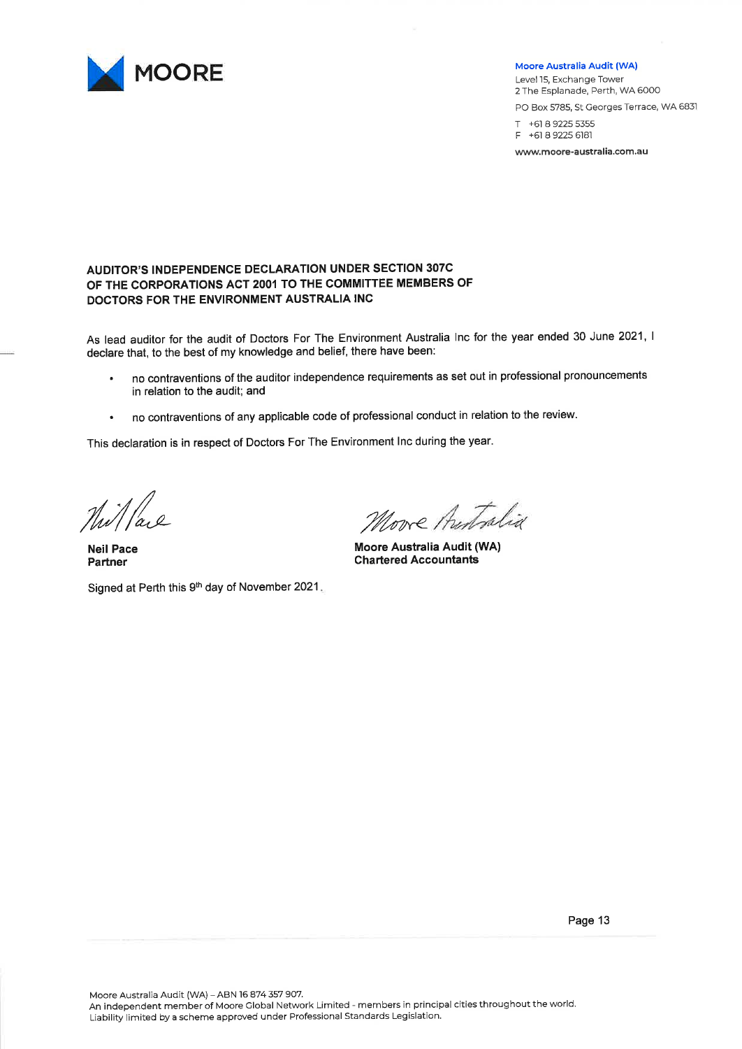**MOORE**

**Moore Australia Audit (WA)**
Level 15, Exchange Tower
2 The Esplanade, Perth, WA 6000

PO Box 5785, St Georges Terrace, WA 6831

T +61 8 9225 5355
F +61 8 9225 6181

www.moore-australia.com.au

## AUDITOR'S INDEPENDENCE DECLARATION UNDER SECTION 307C OF THE CORPORATIONS ACT 2001 TO THE COMMITTEE MEMBERS OF DOCTORS FOR THE ENVIRONMENT AUSTRALIA INC

As lead auditor for the audit of Doctors For The Environment Australia Inc for the year ended 30 June 2021, I declare that, to the best of my knowledge and belief, there have been:

- no contraventions of the auditor independence requirements as set out in professional pronouncements in relation to the audit; and
- no contraventions of any applicable code of professional conduct in relation to the review.

This declaration is in respect of Doctors For The Environment Inc during the year.

**Neil Pace**
**Partner**

**Moore Australia Audit (WA)**
**Chartered Accountants**

Signed at Perth this 9th day of November 2021.

Moore Australia Audit (WA) – ABN 16 874 357 907.
An independent member of Moore Global Network Limited - members in principal cities throughout the world.
Liability limited by a scheme approved under Professional Standards Legislation.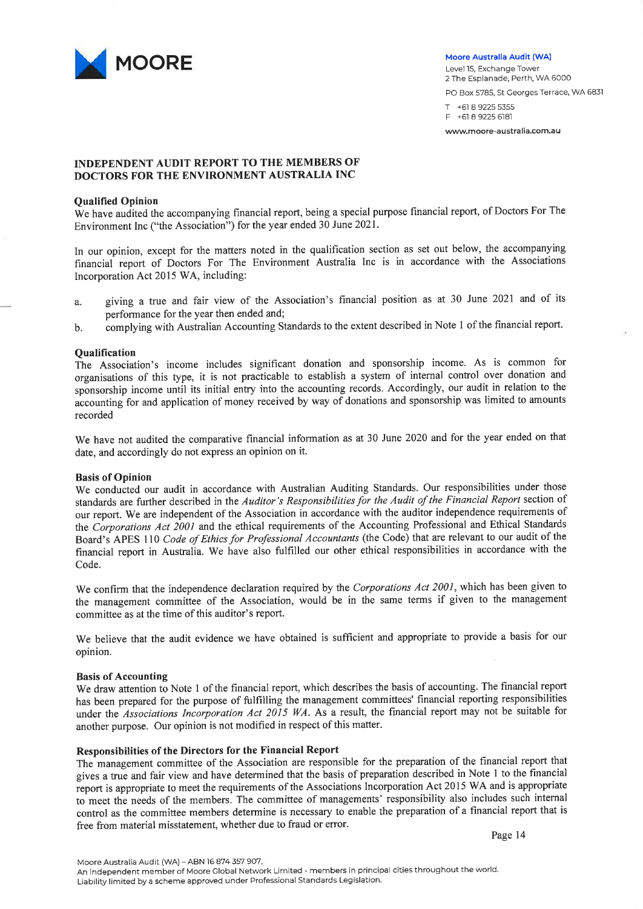Moore Australia Audit (WA)
Level 15, Exchange Tower
2 The Esplanade, Perth, WA 6000

PO Box 5785, St Georges Terrace, WA 6831

T +61 8 9225 5355
F +61 8 9225 6181

www.moore-australia.com.au

## INDEPENDENT AUDIT REPORT TO THE MEMBERS OF DOCTORS FOR THE ENVIRONMENT AUSTRALIA INC

### Qualified Opinion

We have audited the accompanying financial report, being a special purpose financial report, of Doctors For The Environment Inc ("the Association") for the year ended 30 June 2021.

In our opinion, except for the matters noted in the qualification section as set out below, the accompanying financial report of Doctors For The Environment Australia Inc is in accordance with the Associations Incorporation Act 2015 WA, including:

a. giving a true and fair view of the Association's financial position as at 30 June 2021 and of its performance for the year then ended and;
b. complying with Australian Accounting Standards to the extent described in Note 1 of the financial report.

### Qualification

The Association's income includes significant donation and sponsorship income. As is common for organisations of this type, it is not practicable to establish a system of internal control over donation and sponsorship income until its initial entry into the accounting records. Accordingly, our audit in relation to the accounting for and application of money received by way of donations and sponsorship was limited to amounts recorded

We have not audited the comparative financial information as at 30 June 2020 and for the year ended on that date, and accordingly do not express an opinion on it.

### Basis of Opinion

We conducted our audit in accordance with Australian Auditing Standards. Our responsibilities under those standards are further described in the *Auditor's Responsibilities for the Audit of the Financial Report* section of our report. We are independent of the Association in accordance with the auditor independence requirements of the *Corporations Act 2001* and the ethical requirements of the Accounting Professional and Ethical Standards Board's APES 110 *Code of Ethics for Professional Accountants* (the Code) that are relevant to our audit of the financial report in Australia. We have also fulfilled our other ethical responsibilities in accordance with the Code.

We confirm that the independence declaration required by the *Corporations Act 2001*, which has been given to the management committee of the Association, would be in the same terms if given to the management committee as at the time of this auditor's report.

We believe that the audit evidence we have obtained is sufficient and appropriate to provide a basis for our opinion.

### Basis of Accounting

We draw attention to Note 1 of the financial report, which describes the basis of accounting. The financial report has been prepared for the purpose of fulfilling the management committees' financial reporting responsibilities under the *Associations Incorporation Act 2015 WA*. As a result, the financial report may not be suitable for another purpose. Our opinion is not modified in respect of this matter.

### Responsibilities of the Directors for the Financial Report

The management committee of the Association are responsible for the preparation of the financial report that gives a true and fair view and have determined that the basis of preparation described in Note 1 to the financial report is appropriate to meet the requirements of the Associations Incorporation Act 2015 WA and is appropriate to meet the needs of the members. The committee of managements' responsibility also includes such internal control as the committee members determine is necessary to enable the preparation of a financial report that is free from material misstatement, whether due to fraud or error.

Moore Australia Audit (WA) – ABN 16 874 357 907.
An independent member of Moore Global Network Limited - members in principal cities throughout the world.
Liability limited by a scheme approved under Professional Standards Legislation.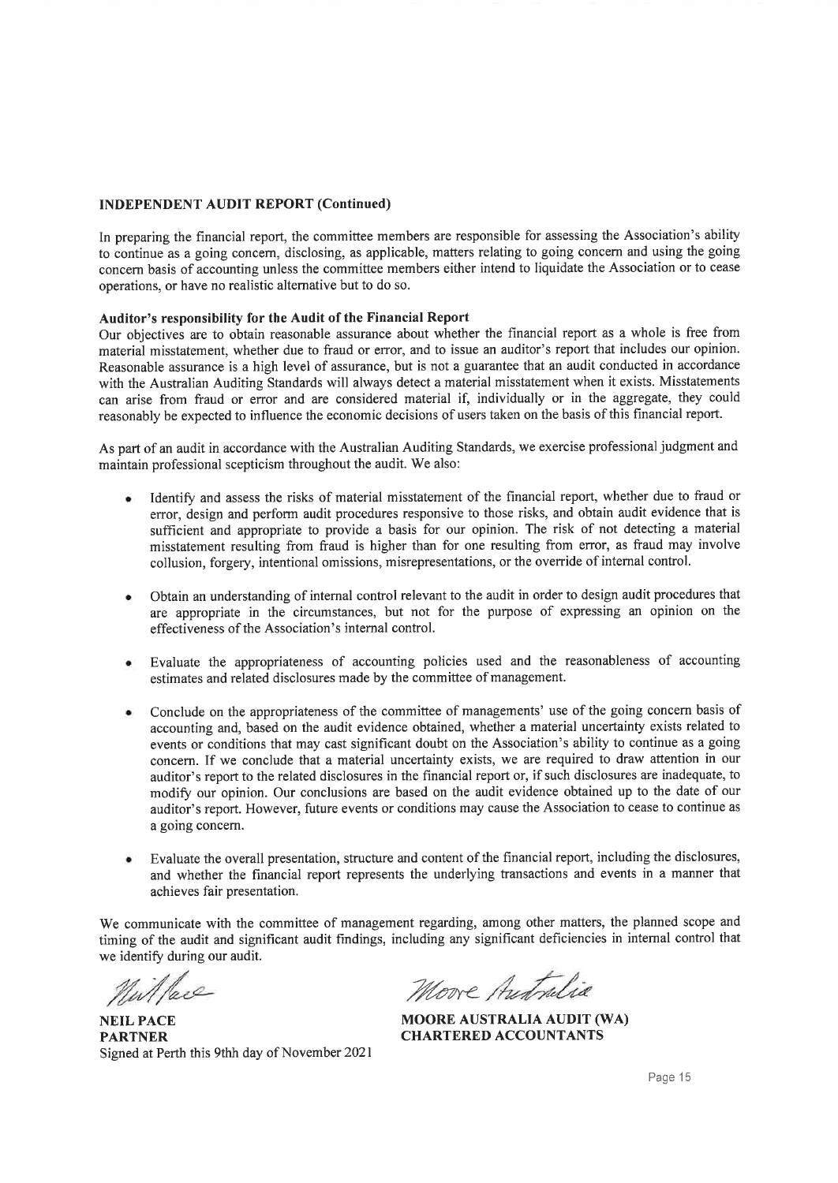## INDEPENDENT AUDIT REPORT (Continued)

In preparing the financial report, the committee members are responsible for assessing the Association's ability to continue as a going concern, disclosing, as applicable, matters relating to going concern and using the going concern basis of accounting unless the committee members either intend to liquidate the Association or to cease operations, or have no realistic alternative but to do so.

### Auditor's responsibility for the Audit of the Financial Report

Our objectives are to obtain reasonable assurance about whether the financial report as a whole is free from material misstatement, whether due to fraud or error, and to issue an auditor's report that includes our opinion. Reasonable assurance is a high level of assurance, but is not a guarantee that an audit conducted in accordance with the Australian Auditing Standards will always detect a material misstatement when it exists. Misstatements can arise from fraud or error and are considered material if, individually or in the aggregate, they could reasonably be expected to influence the economic decisions of users taken on the basis of this financial report.

As part of an audit in accordance with the Australian Auditing Standards, we exercise professional judgment and maintain professional scepticism throughout the audit. We also:

- Identify and assess the risks of material misstatement of the financial report, whether due to fraud or error, design and perform audit procedures responsive to those risks, and obtain audit evidence that is sufficient and appropriate to provide a basis for our opinion. The risk of not detecting a material misstatement resulting from fraud is higher than for one resulting from error, as fraud may involve collusion, forgery, intentional omissions, misrepresentations, or the override of internal control.

- Obtain an understanding of internal control relevant to the audit in order to design audit procedures that are appropriate in the circumstances, but not for the purpose of expressing an opinion on the effectiveness of the Association's internal control.

- Evaluate the appropriateness of accounting policies used and the reasonableness of accounting estimates and related disclosures made by the committee of management.

- Conclude on the appropriateness of the committee of managements' use of the going concern basis of accounting and, based on the audit evidence obtained, whether a material uncertainty exists related to events or conditions that may cast significant doubt on the Association's ability to continue as a going concern. If we conclude that a material uncertainty exists, we are required to draw attention in our auditor's report to the related disclosures in the financial report or, if such disclosures are inadequate, to modify our opinion. Our conclusions are based on the audit evidence obtained up to the date of our auditor's report. However, future events or conditions may cause the Association to cease to continue as a going concern.

- Evaluate the overall presentation, structure and content of the financial report, including the disclosures, and whether the financial report represents the underlying transactions and events in a manner that achieves fair presentation.

We communicate with the committee of management regarding, among other matters, the planned scope and timing of the audit and significant audit findings, including any significant deficiencies in internal control that we identify during our audit.

**NEIL PACE**
**PARTNER**
Signed at Perth this 9thh day of November 2021

**MOORE AUSTRALIA AUDIT (WA)**
**CHARTERED ACCOUNTANTS**